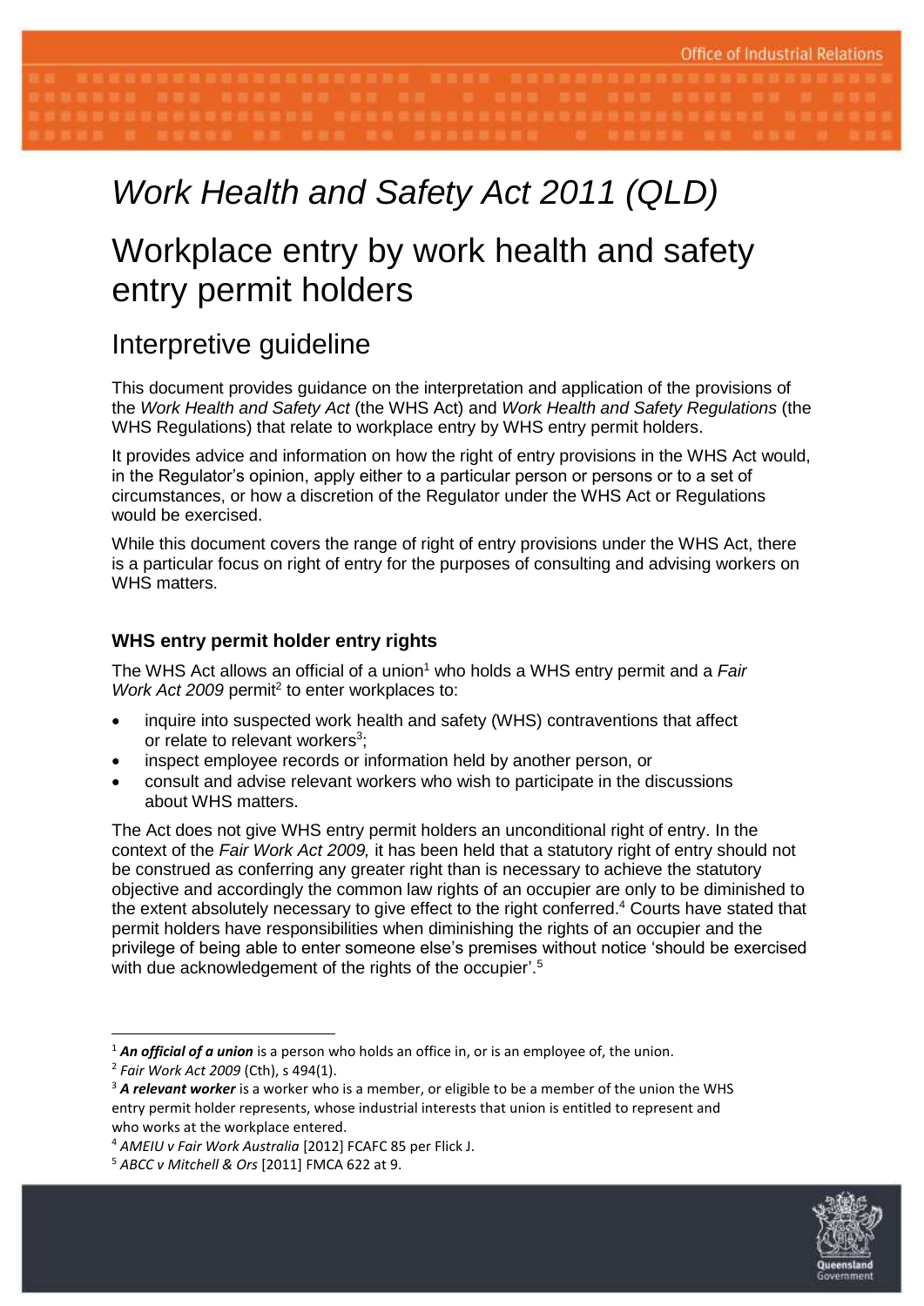# *Work Health and Safety Act 2011 (QLD)*

# Workplace entry by work health and safety entry permit holders

## Interpretive guideline

This document provides guidance on the interpretation and application of the provisions of the *Work Health and Safety Act* (the WHS Act) and *Work Health and Safety Regulations* (the WHS Regulations) that relate to workplace entry by WHS entry permit holders.

It provides advice and information on how the right of entry provisions in the WHS Act would, in the Regulator's opinion, apply either to a particular person or persons or to a set of circumstances, or how a discretion of the Regulator under the WHS Act or Regulations would be exercised.

While this document covers the range of right of entry provisions under the WHS Act, there is a particular focus on right of entry for the purposes of consulting and advising workers on WHS matters.

### WHS entry permit holder entry rights

The WHS Act allows an official of a union[1] who holds a WHS entry permit and a *Fair Work Act 2009* permit[2] to enter workplaces to:

- inquire into suspected work health and safety (WHS) contraventions that affect or relate to relevant workers[3];
- inspect employee records or information held by another person, or
- consult and advise relevant workers who wish to participate in the discussions about WHS matters.

The Act does not give WHS entry permit holders an unconditional right of entry. In the context of the *Fair Work Act 2009,* it has been held that a statutory right of entry should not be construed as conferring any greater right than is necessary to achieve the statutory objective and accordingly the common law rights of an occupier are only to be diminished to the extent absolutely necessary to give effect to the right conferred.[4] Courts have stated that permit holders have responsibilities when diminishing the rights of an occupier and the privilege of being able to enter someone else's premises without notice 'should be exercised with due acknowledgement of the rights of the occupier'.[5]

---

[1] ***An official of a union*** is a person who holds an office in, or is an employee of, the union.

[2] *Fair Work Act 2009* (Cth), s 494(1).

[3] ***A relevant worker*** is a worker who is a member, or eligible to be a member of the union the WHS entry permit holder represents, whose industrial interests that union is entitled to represent and who works at the workplace entered.

[4] *AMEIU v Fair Work Australia* [2012] FCAFC 85 per Flick J.

[5] *ABCC v Mitchell & Ors* [2011] FMCA 622 at 9.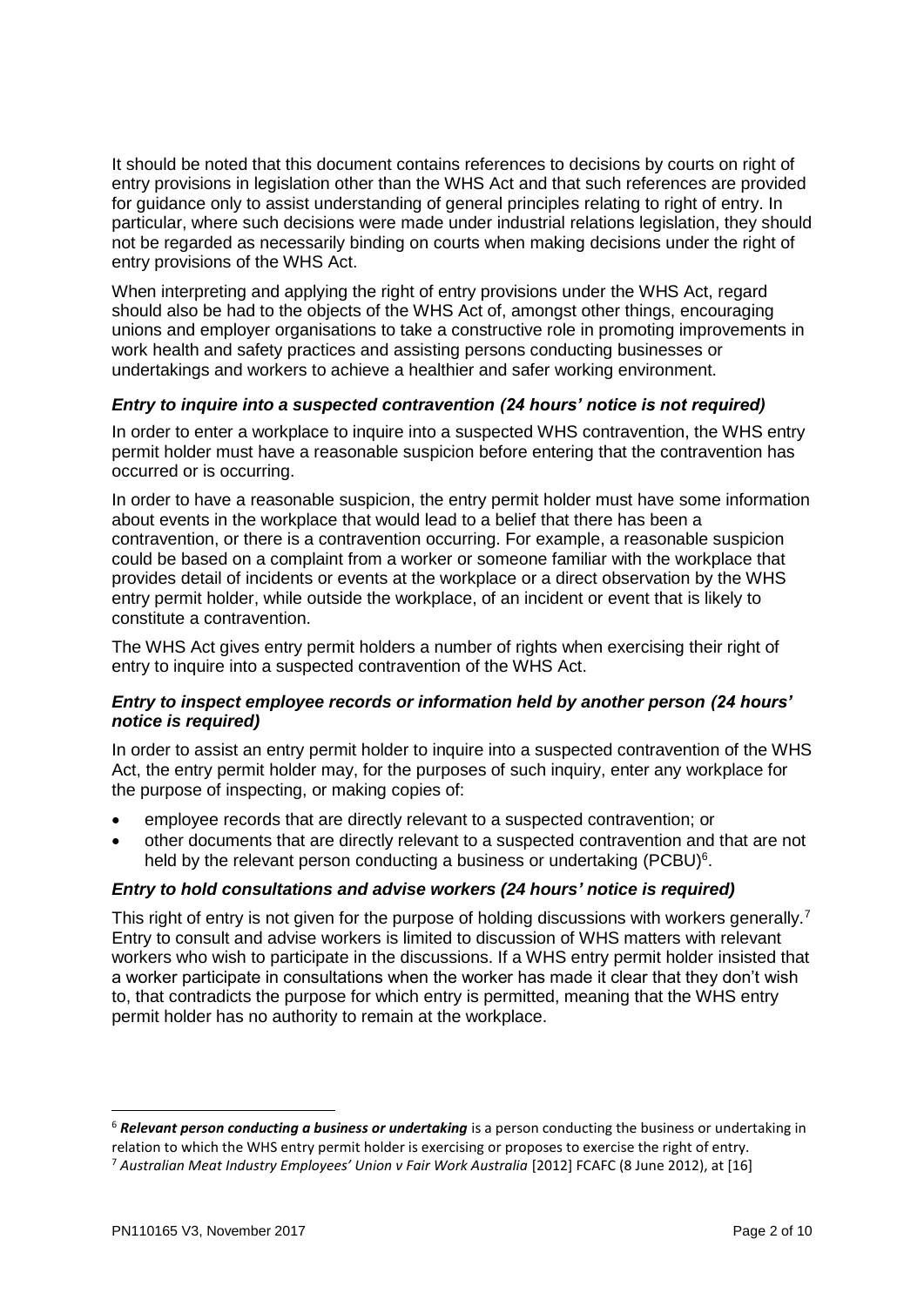It should be noted that this document contains references to decisions by courts on right of entry provisions in legislation other than the WHS Act and that such references are provided for guidance only to assist understanding of general principles relating to right of entry. In particular, where such decisions were made under industrial relations legislation, they should not be regarded as necessarily binding on courts when making decisions under the right of entry provisions of the WHS Act.

When interpreting and applying the right of entry provisions under the WHS Act, regard should also be had to the objects of the WHS Act of, amongst other things, encouraging unions and employer organisations to take a constructive role in promoting improvements in work health and safety practices and assisting persons conducting businesses or undertakings and workers to achieve a healthier and safer working environment.

### *Entry to inquire into a suspected contravention (24 hours' notice is not required)*

In order to enter a workplace to inquire into a suspected WHS contravention, the WHS entry permit holder must have a reasonable suspicion before entering that the contravention has occurred or is occurring.

In order to have a reasonable suspicion, the entry permit holder must have some information about events in the workplace that would lead to a belief that there has been a contravention, or there is a contravention occurring. For example, a reasonable suspicion could be based on a complaint from a worker or someone familiar with the workplace that provides detail of incidents or events at the workplace or a direct observation by the WHS entry permit holder, while outside the workplace, of an incident or event that is likely to constitute a contravention.

The WHS Act gives entry permit holders a number of rights when exercising their right of entry to inquire into a suspected contravention of the WHS Act.

### *Entry to inspect employee records or information held by another person (24 hours' notice is required)*

In order to assist an entry permit holder to inquire into a suspected contravention of the WHS Act, the entry permit holder may, for the purposes of such inquiry, enter any workplace for the purpose of inspecting, or making copies of:

- employee records that are directly relevant to a suspected contravention; or
- other documents that are directly relevant to a suspected contravention and that are not held by the relevant person conducting a business or undertaking (PCBU)[6].

### *Entry to hold consultations and advise workers (24 hours' notice is required)*

This right of entry is not given for the purpose of holding discussions with workers generally.[7] Entry to consult and advise workers is limited to discussion of WHS matters with relevant workers who wish to participate in the discussions. If a WHS entry permit holder insisted that a worker participate in consultations when the worker has made it clear that they don't wish to, that contradicts the purpose for which entry is permitted, meaning that the WHS entry permit holder has no authority to remain at the workplace.

---

[6] ***Relevant person conducting a business or undertaking*** is a person conducting the business or undertaking in relation to which the WHS entry permit holder is exercising or proposes to exercise the right of entry.

[7] *Australian Meat Industry Employees' Union v Fair Work Australia* [2012] FCAFC (8 June 2012), at [16]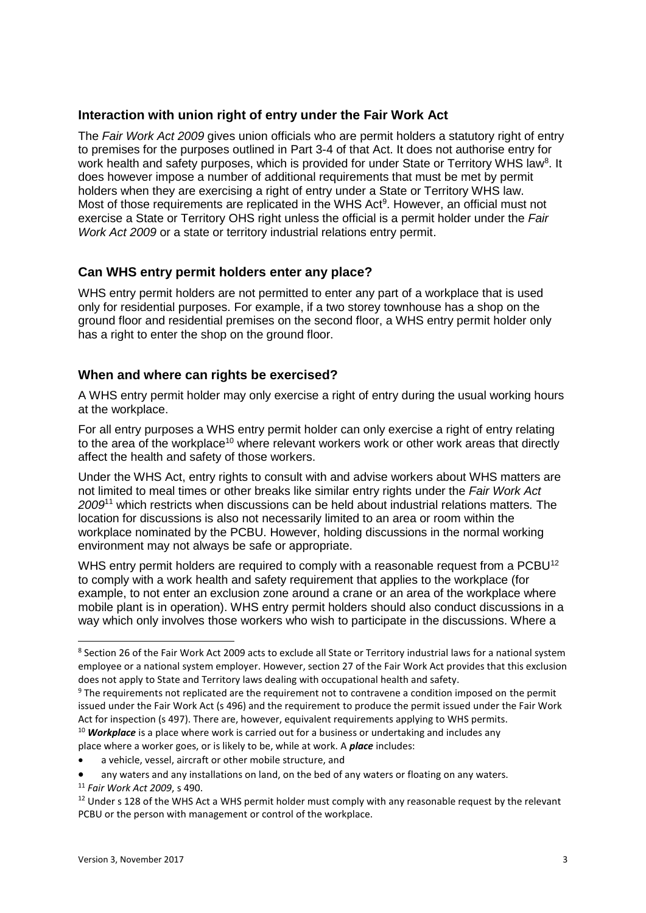## Interaction with union right of entry under the Fair Work Act

The *Fair Work Act 2009* gives union officials who are permit holders a statutory right of entry to premises for the purposes outlined in Part 3-4 of that Act. It does not authorise entry for work health and safety purposes, which is provided for under State or Territory WHS law[8]. It does however impose a number of additional requirements that must be met by permit holders when they are exercising a right of entry under a State or Territory WHS law. Most of those requirements are replicated in the WHS Act[9]. However, an official must not exercise a State or Territory OHS right unless the official is a permit holder under the *Fair Work Act 2009* or a state or territory industrial relations entry permit.

## Can WHS entry permit holders enter any place?

WHS entry permit holders are not permitted to enter any part of a workplace that is used only for residential purposes. For example, if a two storey townhouse has a shop on the ground floor and residential premises on the second floor, a WHS entry permit holder only has a right to enter the shop on the ground floor.

## When and where can rights be exercised?

A WHS entry permit holder may only exercise a right of entry during the usual working hours at the workplace.

For all entry purposes a WHS entry permit holder can only exercise a right of entry relating to the area of the workplace[10] where relevant workers work or other work areas that directly affect the health and safety of those workers.

Under the WHS Act, entry rights to consult with and advise workers about WHS matters are not limited to meal times or other breaks like similar entry rights under the *Fair Work Act 2009*[11] which restricts when discussions can be held about industrial relations matters. The location for discussions is also not necessarily limited to an area or room within the workplace nominated by the PCBU. However, holding discussions in the normal working environment may not always be safe or appropriate.

WHS entry permit holders are required to comply with a reasonable request from a PCBU[12] to comply with a work health and safety requirement that applies to the workplace (for example, to not enter an exclusion zone around a crane or an area of the workplace where mobile plant is in operation). WHS entry permit holders should also conduct discussions in a way which only involves those workers who wish to participate in the discussions. Where a

---

[8] Section 26 of the Fair Work Act 2009 acts to exclude all State or Territory industrial laws for a national system employee or a national system employer. However, section 27 of the Fair Work Act provides that this exclusion does not apply to State and Territory laws dealing with occupational health and safety.

[9] The requirements not replicated are the requirement not to contravene a condition imposed on the permit issued under the Fair Work Act (s 496) and the requirement to produce the permit issued under the Fair Work Act for inspection (s 497). There are, however, equivalent requirements applying to WHS permits.

[10] ***Workplace*** is a place where work is carried out for a business or undertaking and includes any place where a worker goes, or is likely to be, while at work. A ***place*** includes:

- a vehicle, vessel, aircraft or other mobile structure, and
- any waters and any installations on land, on the bed of any waters or floating on any waters.

[11] *Fair Work Act 2009*, s 490.

[12] Under s 128 of the WHS Act a WHS permit holder must comply with any reasonable request by the relevant PCBU or the person with management or control of the workplace.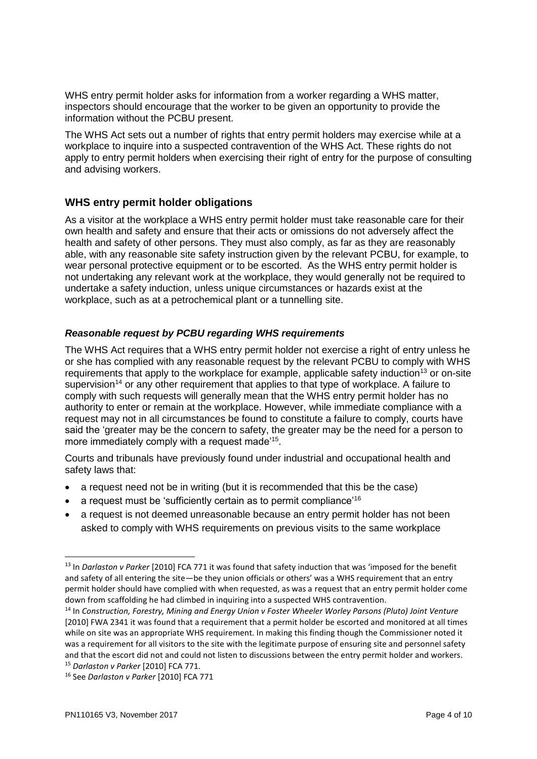WHS entry permit holder asks for information from a worker regarding a WHS matter, inspectors should encourage that the worker to be given an opportunity to provide the information without the PCBU present.

The WHS Act sets out a number of rights that entry permit holders may exercise while at a workplace to inquire into a suspected contravention of the WHS Act. These rights do not apply to entry permit holders when exercising their right of entry for the purpose of consulting and advising workers.

## WHS entry permit holder obligations

As a visitor at the workplace a WHS entry permit holder must take reasonable care for their own health and safety and ensure that their acts or omissions do not adversely affect the health and safety of other persons. They must also comply, as far as they are reasonably able, with any reasonable site safety instruction given by the relevant PCBU, for example, to wear personal protective equipment or to be escorted. As the WHS entry permit holder is not undertaking any relevant work at the workplace, they would generally not be required to undertake a safety induction, unless unique circumstances or hazards exist at the workplace, such as at a petrochemical plant or a tunnelling site.

### *Reasonable request by PCBU regarding WHS requirements*

The WHS Act requires that a WHS entry permit holder not exercise a right of entry unless he or she has complied with any reasonable request by the relevant PCBU to comply with WHS requirements that apply to the workplace for example, applicable safety induction[13] or on-site supervision[14] or any other requirement that applies to that type of workplace. A failure to comply with such requests will generally mean that the WHS entry permit holder has no authority to enter or remain at the workplace. However, while immediate compliance with a request may not in all circumstances be found to constitute a failure to comply, courts have said the 'greater may be the concern to safety, the greater may be the need for a person to more immediately comply with a request made'[15].

Courts and tribunals have previously found under industrial and occupational health and safety laws that:

- a request need not be in writing (but it is recommended that this be the case)
- a request must be 'sufficiently certain as to permit compliance'[16]
- a request is not deemed unreasonable because an entry permit holder has not been asked to comply with WHS requirements on previous visits to the same workplace

---

[13] In *Darlaston v Parker* [2010] FCA 771 it was found that safety induction that was 'imposed for the benefit and safety of all entering the site—be they union officials or others' was a WHS requirement that an entry permit holder should have complied with when requested, as was a request that an entry permit holder come down from scaffolding he had climbed in inquiring into a suspected WHS contravention.

[14] In *Construction, Forestry, Mining and Energy Union v Foster Wheeler Worley Parsons (Pluto) Joint Venture* [2010] FWA 2341 it was found that a requirement that a permit holder be escorted and monitored at all times while on site was an appropriate WHS requirement. In making this finding though the Commissioner noted it was a requirement for all visitors to the site with the legitimate purpose of ensuring site and personnel safety and that the escort did not and could not listen to discussions between the entry permit holder and workers.

[15] *Darlaston v Parker* [2010] FCA 771.

[16] See *Darlaston v Parker* [2010] FCA 771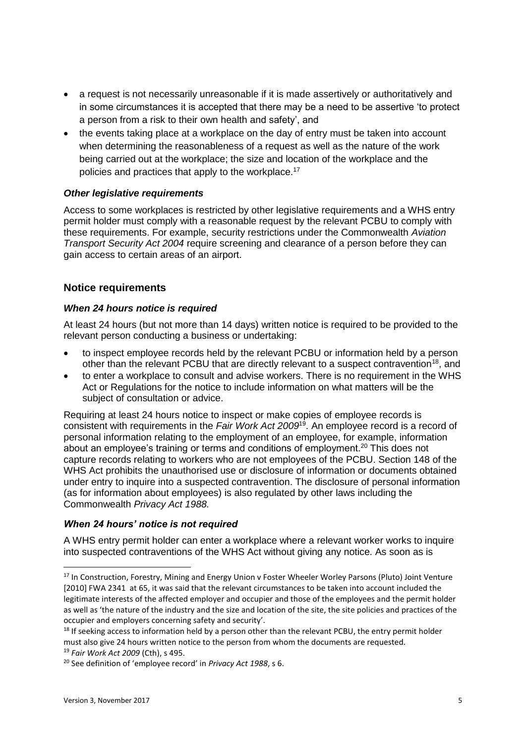- a request is not necessarily unreasonable if it is made assertively or authoritatively and in some circumstances it is accepted that there may be a need to be assertive 'to protect a person from a risk to their own health and safety', and
- the events taking place at a workplace on the day of entry must be taken into account when determining the reasonableness of a request as well as the nature of the work being carried out at the workplace; the size and location of the workplace and the policies and practices that apply to the workplace.[17]

### *Other legislative requirements*

Access to some workplaces is restricted by other legislative requirements and a WHS entry permit holder must comply with a reasonable request by the relevant PCBU to comply with these requirements. For example, security restrictions under the Commonwealth *Aviation Transport Security Act 2004* require screening and clearance of a person before they can gain access to certain areas of an airport.

## Notice requirements

### *When 24 hours notice is required*

At least 24 hours (but not more than 14 days) written notice is required to be provided to the relevant person conducting a business or undertaking:

- to inspect employee records held by the relevant PCBU or information held by a person other than the relevant PCBU that are directly relevant to a suspect contravention[18], and
- to enter a workplace to consult and advise workers. There is no requirement in the WHS Act or Regulations for the notice to include information on what matters will be the subject of consultation or advice.

Requiring at least 24 hours notice to inspect or make copies of employee records is consistent with requirements in the *Fair Work Act 2009*[19]. An employee record is a record of personal information relating to the employment of an employee, for example, information about an employee's training or terms and conditions of employment.[20] This does not capture records relating to workers who are not employees of the PCBU. Section 148 of the WHS Act prohibits the unauthorised use or disclosure of information or documents obtained under entry to inquire into a suspected contravention. The disclosure of personal information (as for information about employees) is also regulated by other laws including the Commonwealth *Privacy Act 1988.*

### *When 24 hours' notice is not required*

A WHS entry permit holder can enter a workplace where a relevant worker works to inquire into suspected contraventions of the WHS Act without giving any notice. As soon as is

---

[17] In Construction, Forestry, Mining and Energy Union v Foster Wheeler Worley Parsons (Pluto) Joint Venture [2010] FWA 2341 at 65, it was said that the relevant circumstances to be taken into account included the legitimate interests of the affected employer and occupier and those of the employees and the permit holder as well as 'the nature of the industry and the size and location of the site, the site policies and practices of the occupier and employers concerning safety and security'.

[18] If seeking access to information held by a person other than the relevant PCBU, the entry permit holder must also give 24 hours written notice to the person from whom the documents are requested.

[19] *Fair Work Act 2009* (Cth), s 495.

[20] See definition of 'employee record' in *Privacy Act 1988*, s 6.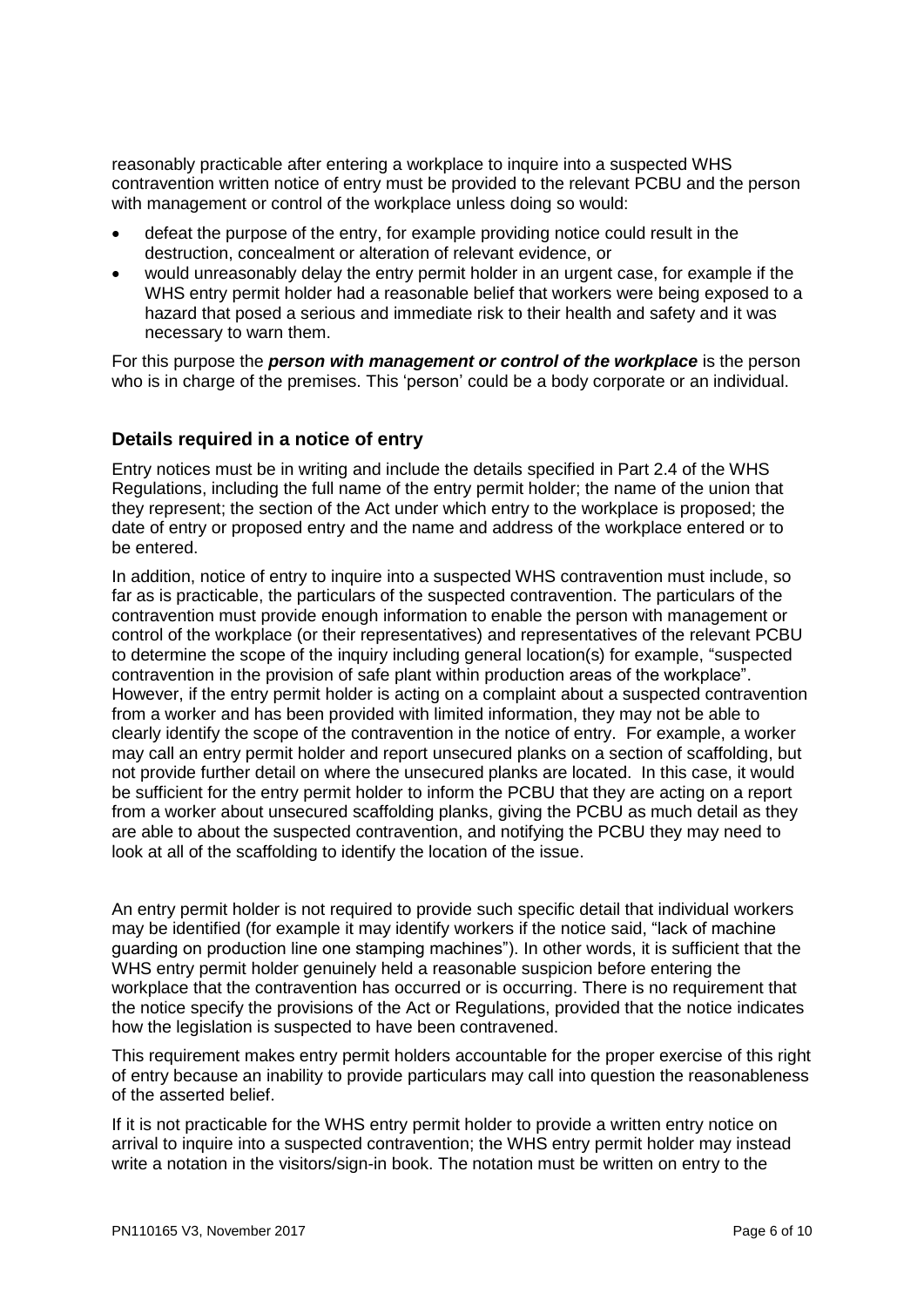reasonably practicable after entering a workplace to inquire into a suspected WHS contravention written notice of entry must be provided to the relevant PCBU and the person with management or control of the workplace unless doing so would:

- defeat the purpose of the entry, for example providing notice could result in the destruction, concealment or alteration of relevant evidence, or
- would unreasonably delay the entry permit holder in an urgent case, for example if the WHS entry permit holder had a reasonable belief that workers were being exposed to a hazard that posed a serious and immediate risk to their health and safety and it was necessary to warn them.

For this purpose the ***person with management or control of the workplace*** is the person who is in charge of the premises. This 'person' could be a body corporate or an individual.

## Details required in a notice of entry

Entry notices must be in writing and include the details specified in Part 2.4 of the WHS Regulations, including the full name of the entry permit holder; the name of the union that they represent; the section of the Act under which entry to the workplace is proposed; the date of entry or proposed entry and the name and address of the workplace entered or to be entered.

In addition, notice of entry to inquire into a suspected WHS contravention must include, so far as is practicable, the particulars of the suspected contravention. The particulars of the contravention must provide enough information to enable the person with management or control of the workplace (or their representatives) and representatives of the relevant PCBU to determine the scope of the inquiry including general location(s) for example, "suspected contravention in the provision of safe plant within production areas of the workplace". However, if the entry permit holder is acting on a complaint about a suspected contravention from a worker and has been provided with limited information, they may not be able to clearly identify the scope of the contravention in the notice of entry. For example, a worker may call an entry permit holder and report unsecured planks on a section of scaffolding, but not provide further detail on where the unsecured planks are located. In this case, it would be sufficient for the entry permit holder to inform the PCBU that they are acting on a report from a worker about unsecured scaffolding planks, giving the PCBU as much detail as they are able to about the suspected contravention, and notifying the PCBU they may need to look at all of the scaffolding to identify the location of the issue.

An entry permit holder is not required to provide such specific detail that individual workers may be identified (for example it may identify workers if the notice said, "lack of machine guarding on production line one stamping machines"). In other words, it is sufficient that the WHS entry permit holder genuinely held a reasonable suspicion before entering the workplace that the contravention has occurred or is occurring. There is no requirement that the notice specify the provisions of the Act or Regulations, provided that the notice indicates how the legislation is suspected to have been contravened.

This requirement makes entry permit holders accountable for the proper exercise of this right of entry because an inability to provide particulars may call into question the reasonableness of the asserted belief.

If it is not practicable for the WHS entry permit holder to provide a written entry notice on arrival to inquire into a suspected contravention; the WHS entry permit holder may instead write a notation in the visitors/sign-in book. The notation must be written on entry to the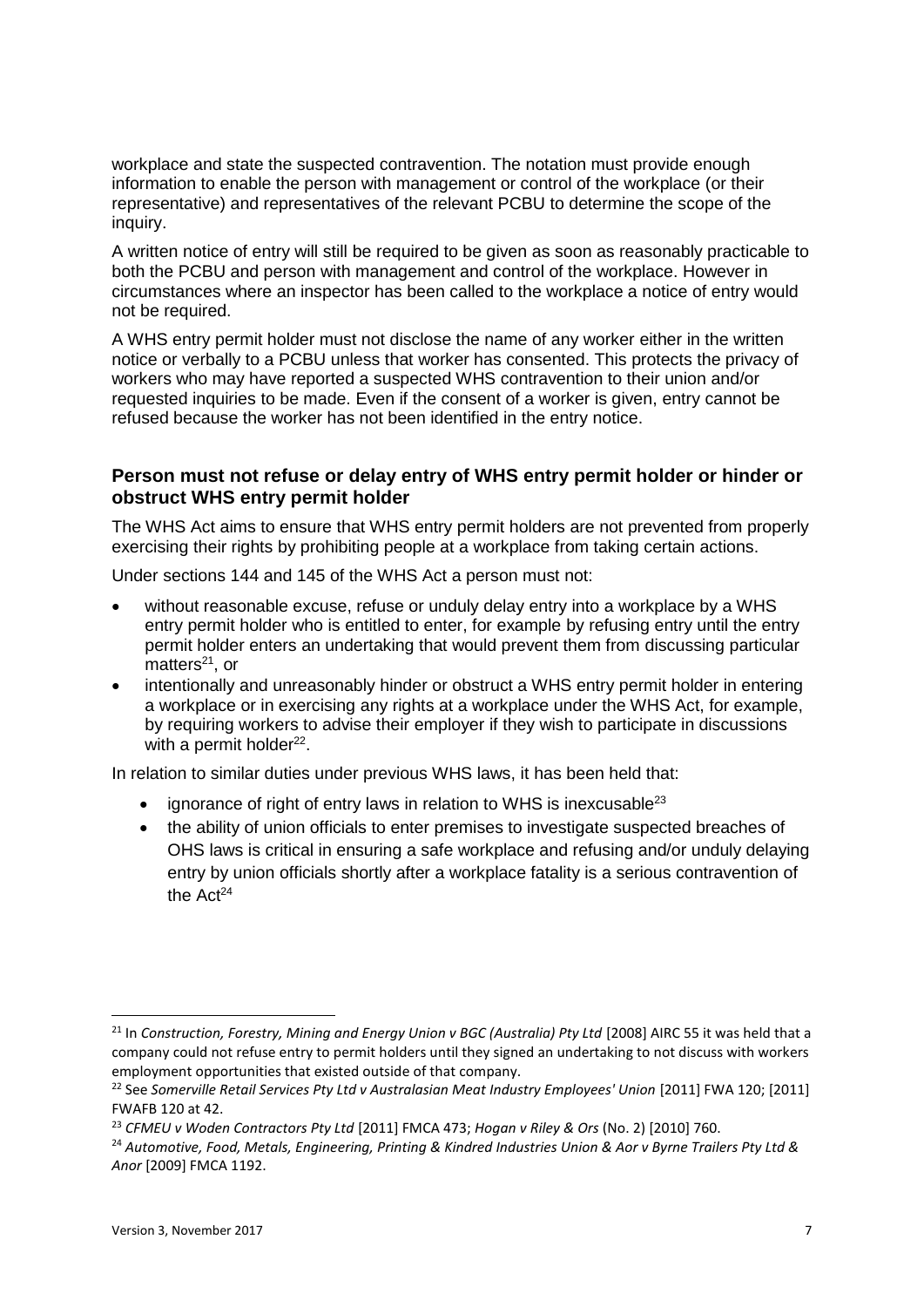workplace and state the suspected contravention. The notation must provide enough information to enable the person with management or control of the workplace (or their representative) and representatives of the relevant PCBU to determine the scope of the inquiry.

A written notice of entry will still be required to be given as soon as reasonably practicable to both the PCBU and person with management and control of the workplace. However in circumstances where an inspector has been called to the workplace a notice of entry would not be required.

A WHS entry permit holder must not disclose the name of any worker either in the written notice or verbally to a PCBU unless that worker has consented. This protects the privacy of workers who may have reported a suspected WHS contravention to their union and/or requested inquiries to be made. Even if the consent of a worker is given, entry cannot be refused because the worker has not been identified in the entry notice.

### Person must not refuse or delay entry of WHS entry permit holder or hinder or obstruct WHS entry permit holder

The WHS Act aims to ensure that WHS entry permit holders are not prevented from properly exercising their rights by prohibiting people at a workplace from taking certain actions.

Under sections 144 and 145 of the WHS Act a person must not:

- without reasonable excuse, refuse or unduly delay entry into a workplace by a WHS entry permit holder who is entitled to enter, for example by refusing entry until the entry permit holder enters an undertaking that would prevent them from discussing particular matters[21], or
- intentionally and unreasonably hinder or obstruct a WHS entry permit holder in entering a workplace or in exercising any rights at a workplace under the WHS Act, for example, by requiring workers to advise their employer if they wish to participate in discussions with a permit holder[22].

In relation to similar duties under previous WHS laws, it has been held that:

- ignorance of right of entry laws in relation to WHS is inexcusable[23]
- the ability of union officials to enter premises to investigate suspected breaches of OHS laws is critical in ensuring a safe workplace and refusing and/or unduly delaying entry by union officials shortly after a workplace fatality is a serious contravention of the Act[24]

---

[21] In *Construction, Forestry, Mining and Energy Union v BGC (Australia) Pty Ltd* [2008] AIRC 55 it was held that a company could not refuse entry to permit holders until they signed an undertaking to not discuss with workers employment opportunities that existed outside of that company.

[22] See *Somerville Retail Services Pty Ltd v Australasian Meat Industry Employees' Union* [2011] FWA 120; [2011] FWAFB 120 at 42.

[23] *CFMEU v Woden Contractors Pty Ltd* [2011] FMCA 473; *Hogan v Riley & Ors* (No. 2) [2010] 760.

[24] *Automotive, Food, Metals, Engineering, Printing & Kindred Industries Union & Aor v Byrne Trailers Pty Ltd & Anor* [2009] FMCA 1192.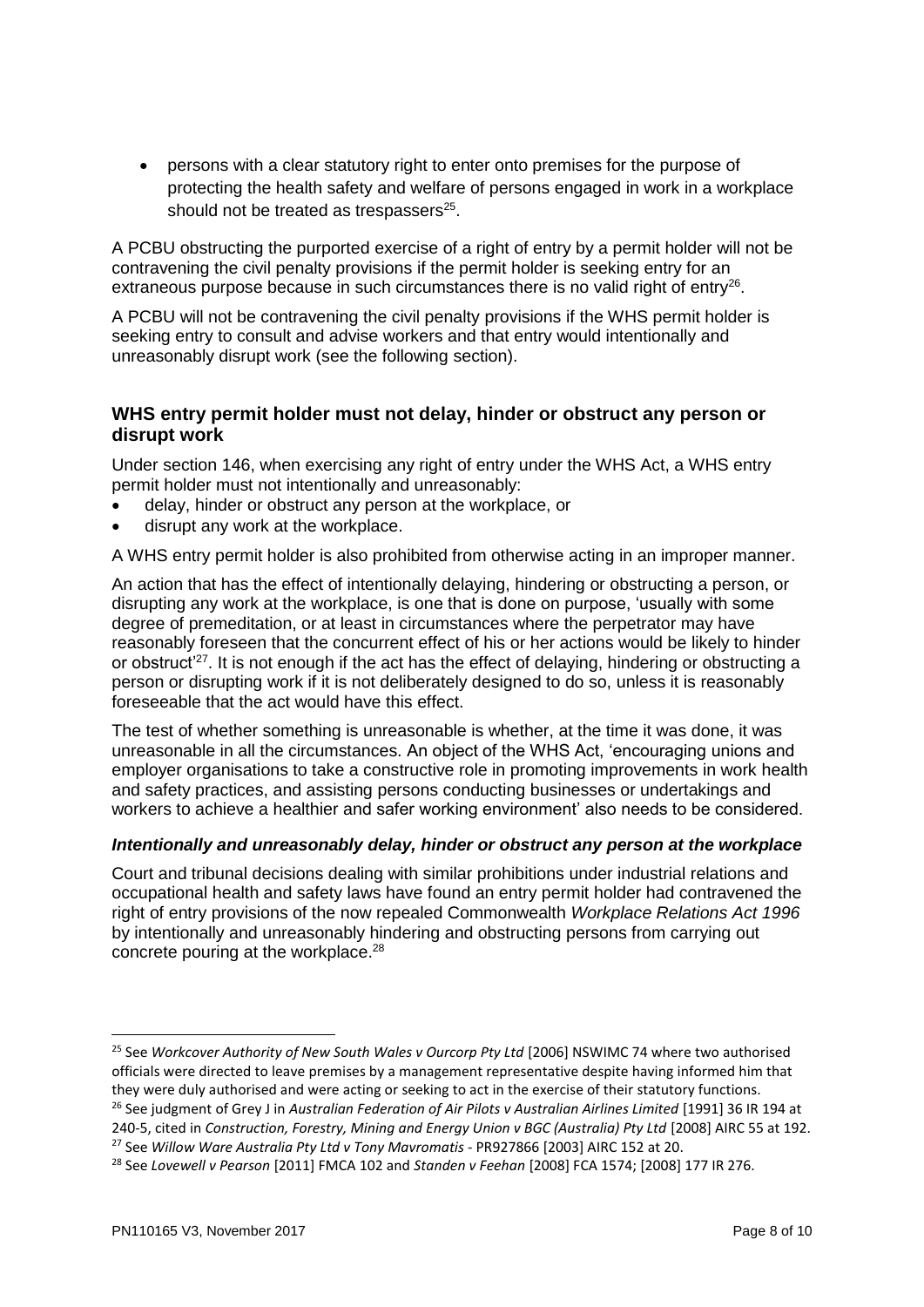- persons with a clear statutory right to enter onto premises for the purpose of protecting the health safety and welfare of persons engaged in work in a workplace should not be treated as trespassers[25].

A PCBU obstructing the purported exercise of a right of entry by a permit holder will not be contravening the civil penalty provisions if the permit holder is seeking entry for an extraneous purpose because in such circumstances there is no valid right of entry[26].

A PCBU will not be contravening the civil penalty provisions if the WHS permit holder is seeking entry to consult and advise workers and that entry would intentionally and unreasonably disrupt work (see the following section).

### WHS entry permit holder must not delay, hinder or obstruct any person or disrupt work

Under section 146, when exercising any right of entry under the WHS Act, a WHS entry permit holder must not intentionally and unreasonably:

- delay, hinder or obstruct any person at the workplace, or
- disrupt any work at the workplace.

A WHS entry permit holder is also prohibited from otherwise acting in an improper manner.

An action that has the effect of intentionally delaying, hindering or obstructing a person, or disrupting any work at the workplace, is one that is done on purpose, 'usually with some degree of premeditation, or at least in circumstances where the perpetrator may have reasonably foreseen that the concurrent effect of his or her actions would be likely to hinder or obstruct'[27]. It is not enough if the act has the effect of delaying, hindering or obstructing a person or disrupting work if it is not deliberately designed to do so, unless it is reasonably foreseeable that the act would have this effect.

The test of whether something is unreasonable is whether, at the time it was done, it was unreasonable in all the circumstances. An object of the WHS Act, 'encouraging unions and employer organisations to take a constructive role in promoting improvements in work health and safety practices, and assisting persons conducting businesses or undertakings and workers to achieve a healthier and safer working environment' also needs to be considered.

#### *Intentionally and unreasonably delay, hinder or obstruct any person at the workplace*

Court and tribunal decisions dealing with similar prohibitions under industrial relations and occupational health and safety laws have found an entry permit holder had contravened the right of entry provisions of the now repealed Commonwealth *Workplace Relations Act 1996* by intentionally and unreasonably hindering and obstructing persons from carrying out concrete pouring at the workplace.[28]

---

[25] See *Workcover Authority of New South Wales v Ourcorp Pty Ltd* [2006] NSWIMC 74 where two authorised officials were directed to leave premises by a management representative despite having informed him that they were duly authorised and were acting or seeking to act in the exercise of their statutory functions.

[26] See judgment of Grey J in *Australian Federation of Air Pilots v Australian Airlines Limited* [1991] 36 IR 194 at 240-5, cited in *Construction, Forestry, Mining and Energy Union v BGC (Australia) Pty Ltd* [2008] AIRC 55 at 192.

[27] See *Willow Ware Australia Pty Ltd v Tony Mavromatis* - PR927866 [2003] AIRC 152 at 20.

[28] See *Lovewell v Pearson* [2011] FMCA 102 and *Standen v Feehan* [2008] FCA 1574; [2008] 177 IR 276.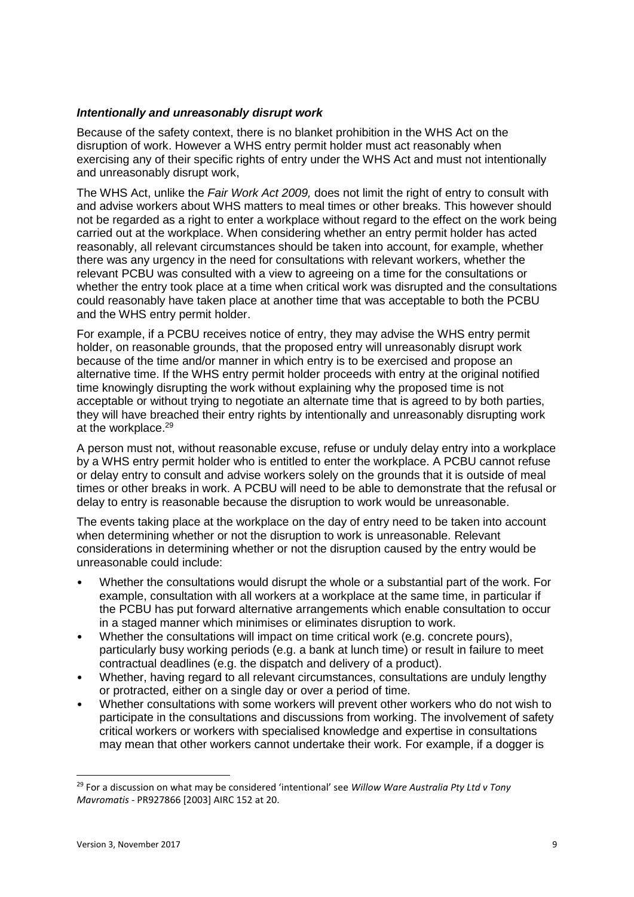### *Intentionally and unreasonably disrupt work*

Because of the safety context, there is no blanket prohibition in the WHS Act on the disruption of work. However a WHS entry permit holder must act reasonably when exercising any of their specific rights of entry under the WHS Act and must not intentionally and unreasonably disrupt work,

The WHS Act, unlike the *Fair Work Act 2009,* does not limit the right of entry to consult with and advise workers about WHS matters to meal times or other breaks. This however should not be regarded as a right to enter a workplace without regard to the effect on the work being carried out at the workplace. When considering whether an entry permit holder has acted reasonably, all relevant circumstances should be taken into account, for example, whether there was any urgency in the need for consultations with relevant workers, whether the relevant PCBU was consulted with a view to agreeing on a time for the consultations or whether the entry took place at a time when critical work was disrupted and the consultations could reasonably have taken place at another time that was acceptable to both the PCBU and the WHS entry permit holder.

For example, if a PCBU receives notice of entry, they may advise the WHS entry permit holder, on reasonable grounds, that the proposed entry will unreasonably disrupt work because of the time and/or manner in which entry is to be exercised and propose an alternative time. If the WHS entry permit holder proceeds with entry at the original notified time knowingly disrupting the work without explaining why the proposed time is not acceptable or without trying to negotiate an alternate time that is agreed to by both parties, they will have breached their entry rights by intentionally and unreasonably disrupting work at the workplace.[29]

A person must not, without reasonable excuse, refuse or unduly delay entry into a workplace by a WHS entry permit holder who is entitled to enter the workplace. A PCBU cannot refuse or delay entry to consult and advise workers solely on the grounds that it is outside of meal times or other breaks in work. A PCBU will need to be able to demonstrate that the refusal or delay to entry is reasonable because the disruption to work would be unreasonable.

The events taking place at the workplace on the day of entry need to be taken into account when determining whether or not the disruption to work is unreasonable. Relevant considerations in determining whether or not the disruption caused by the entry would be unreasonable could include:

- Whether the consultations would disrupt the whole or a substantial part of the work. For example, consultation with all workers at a workplace at the same time, in particular if the PCBU has put forward alternative arrangements which enable consultation to occur in a staged manner which minimises or eliminates disruption to work.
- Whether the consultations will impact on time critical work (e.g. concrete pours), particularly busy working periods (e.g. a bank at lunch time) or result in failure to meet contractual deadlines (e.g. the dispatch and delivery of a product).
- Whether, having regard to all relevant circumstances, consultations are unduly lengthy or protracted, either on a single day or over a period of time.
- Whether consultations with some workers will prevent other workers who do not wish to participate in the consultations and discussions from working. The involvement of safety critical workers or workers with specialised knowledge and expertise in consultations may mean that other workers cannot undertake their work. For example, if a dogger is

---

[29] For a discussion on what may be considered 'intentional' see *Willow Ware Australia Pty Ltd v Tony Mavromatis* - PR927866 [2003] AIRC 152 at 20.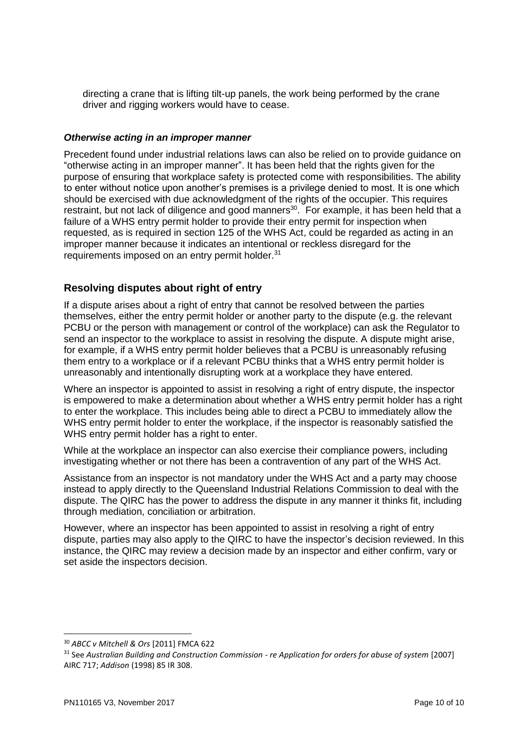directing a crane that is lifting tilt-up panels, the work being performed by the crane driver and rigging workers would have to cease.

#### *Otherwise acting in an improper manner*

Precedent found under industrial relations laws can also be relied on to provide guidance on "otherwise acting in an improper manner". It has been held that the rights given for the purpose of ensuring that workplace safety is protected come with responsibilities. The ability to enter without notice upon another's premises is a privilege denied to most. It is one which should be exercised with due acknowledgment of the rights of the occupier. This requires restraint, but not lack of diligence and good manners[30]. For example, it has been held that a failure of a WHS entry permit holder to provide their entry permit for inspection when requested, as is required in section 125 of the WHS Act, could be regarded as acting in an improper manner because it indicates an intentional or reckless disregard for the requirements imposed on an entry permit holder.[31]

## Resolving disputes about right of entry

If a dispute arises about a right of entry that cannot be resolved between the parties themselves, either the entry permit holder or another party to the dispute (e.g. the relevant PCBU or the person with management or control of the workplace) can ask the Regulator to send an inspector to the workplace to assist in resolving the dispute. A dispute might arise, for example, if a WHS entry permit holder believes that a PCBU is unreasonably refusing them entry to a workplace or if a relevant PCBU thinks that a WHS entry permit holder is unreasonably and intentionally disrupting work at a workplace they have entered.

Where an inspector is appointed to assist in resolving a right of entry dispute, the inspector is empowered to make a determination about whether a WHS entry permit holder has a right to enter the workplace. This includes being able to direct a PCBU to immediately allow the WHS entry permit holder to enter the workplace, if the inspector is reasonably satisfied the WHS entry permit holder has a right to enter.

While at the workplace an inspector can also exercise their compliance powers, including investigating whether or not there has been a contravention of any part of the WHS Act.

Assistance from an inspector is not mandatory under the WHS Act and a party may choose instead to apply directly to the Queensland Industrial Relations Commission to deal with the dispute. The QIRC has the power to address the dispute in any manner it thinks fit, including through mediation, conciliation or arbitration.

However, where an inspector has been appointed to assist in resolving a right of entry dispute, parties may also apply to the QIRC to have the inspector's decision reviewed. In this instance, the QIRC may review a decision made by an inspector and either confirm, vary or set aside the inspectors decision.

---

[30] *ABCC v Mitchell & Ors* [2011] FMCA 622

[31] See *Australian Building and Construction Commission - re Application for orders for abuse of system* [2007] AIRC 717; *Addison* (1998) 85 IR 308.